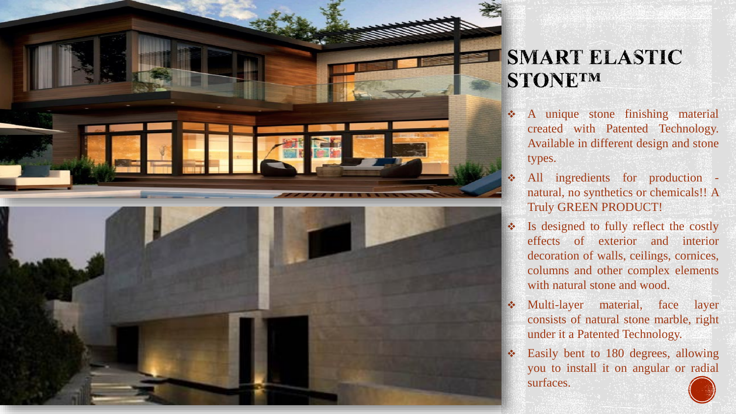# SMART ELASTIC STONE™

- A unique stone finishing material created with Patented Technology. Available in different design and stone types.
- All ingredients for production - natural, no synthetics or chemicals!! A Truly GREEN PRODUCT!
- Is designed to fully reflect the costly effects of exterior and interior decoration of walls, ceilings, cornices, columns and other complex elements with natural stone and wood.
- Multi-layer material, face layer consists of natural stone marble, right under it a Patented Technology.
- Easily bent to 180 degrees, allowing you to install it on angular or radial surfaces.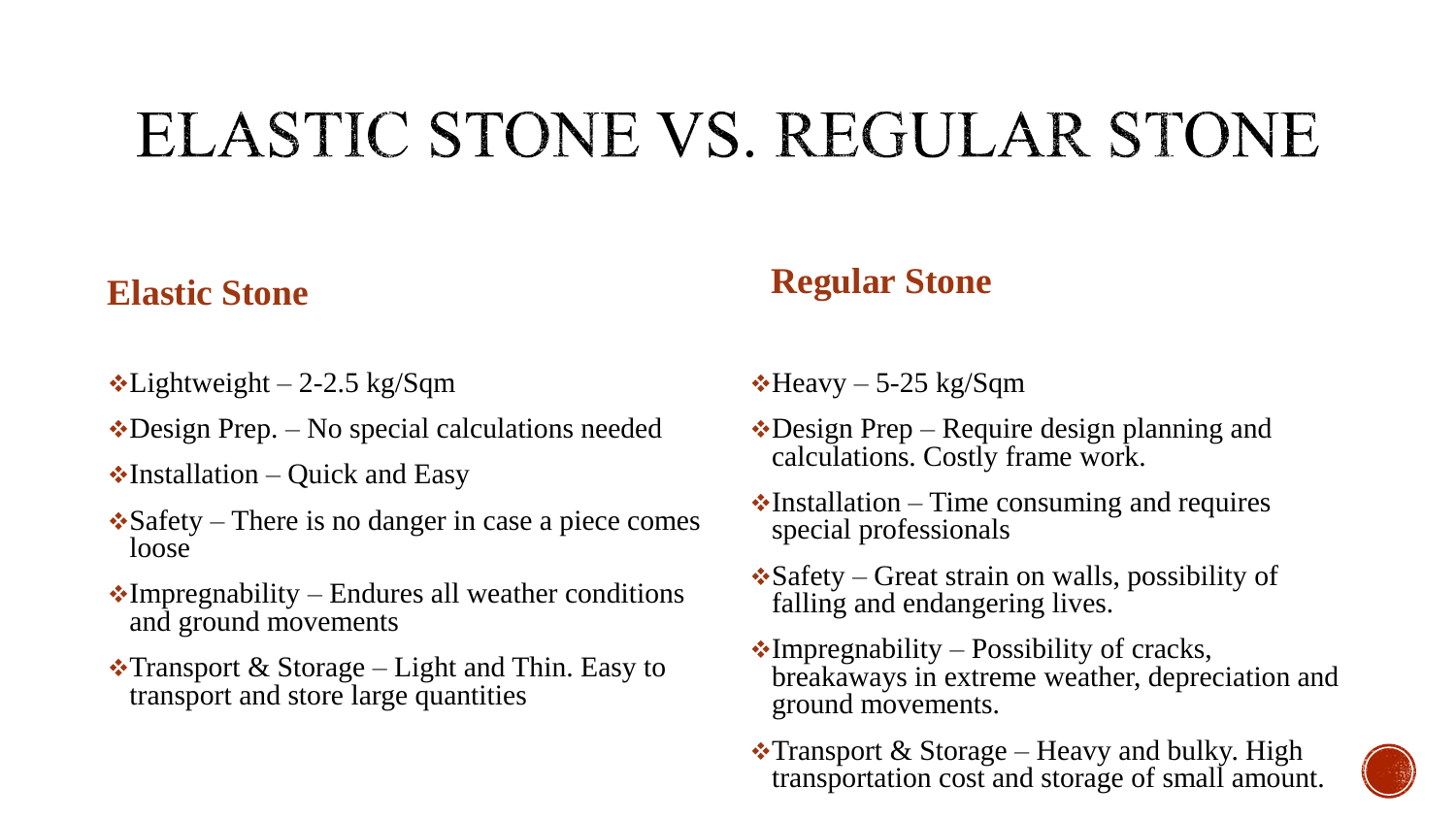# ELASTIC STONE VS. REGULAR STONE

## Elastic Stone

- Lightweight – 2-2.5 kg/Sqm
- Design Prep. – No special calculations needed
- Installation – Quick and Easy
- Safety – There is no danger in case a piece comes loose
- Impregnability – Endures all weather conditions and ground movements
- Transport & Storage – Light and Thin. Easy to transport and store large quantities

## Regular Stone

- Heavy – 5-25 kg/Sqm
- Design Prep – Require design planning and calculations. Costly frame work.
- Installation – Time consuming and requires special professionals
- Safety – Great strain on walls, possibility of falling and endangering lives.
- Impregnability – Possibility of cracks, breakaways in extreme weather, depreciation and ground movements.
- Transport & Storage – Heavy and bulky. High transportation cost and storage of small amount.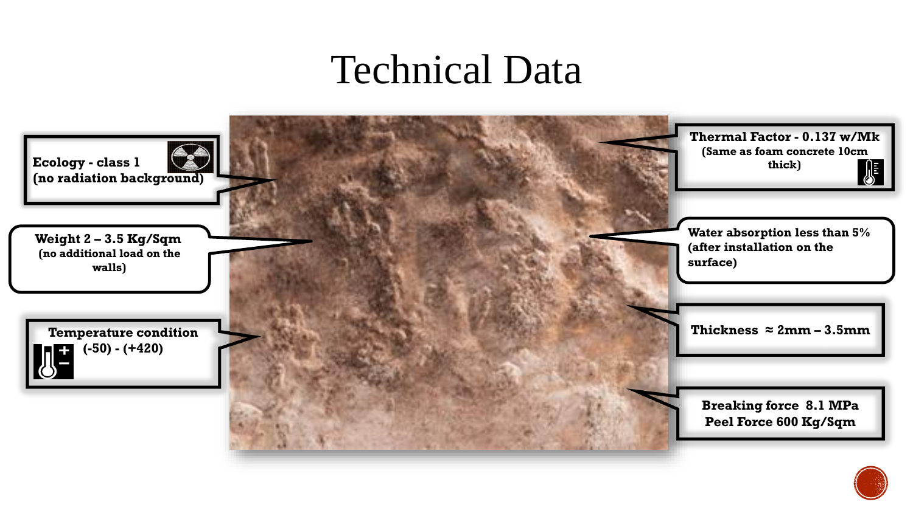# Technical Data

**Ecology - class 1**
**(no radiation background)**

**Weight 2 – 3.5 Kg/Sqm**
**(no additional load on the walls)**

**Temperature condition**
**(-50) - (+420)**

**Thermal Factor - 0.137 w/Mk**
**(Same as foam concrete 10cm thick)**

**Water absorption less than 5%**
**(after installation on the surface)**

**Thickness ≈ 2mm – 3.5mm**

**Breaking force 8.1 MPa**
**Peel Force 600 Kg/Sqm**